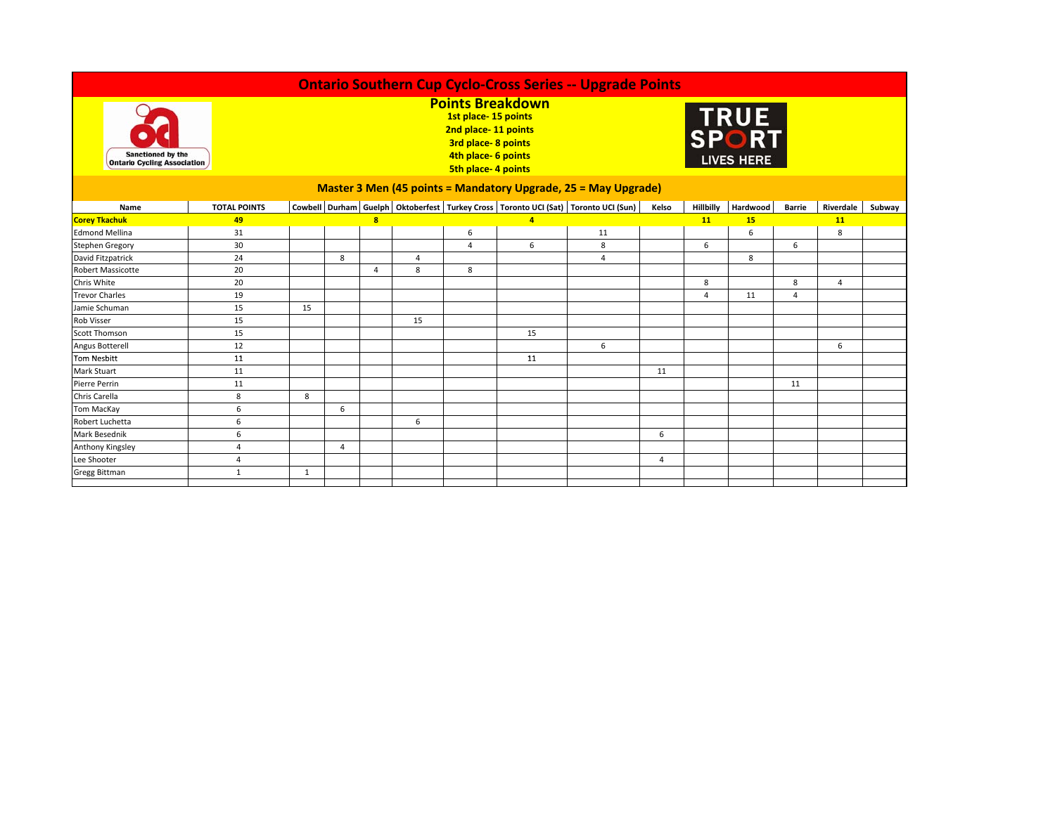# Ontario Southern Cup Cyclo-Cross Series -- Upgrade Points

Sanctioned by the Ontario Cycling Association

## Points Breakdown

**1st place- 15 points**
**2nd place- 11 points**
**3rd place- 8 points**
**4th place- 6 points**
**5th place- 4 points**

TRUE SPORT LIVES HERE

### Master 3 Men (45 points = Mandatory Upgrade, 25 = May Upgrade)

| Name | TOTAL POINTS | Cowbell | Durham | Guelph | Oktoberfest | Turkey Cross | Toronto UCI (Sat) | Toronto UCI (Sun) | Kelso | Hillbilly | Hardwood | Barrie | Riverdale | Subway |
|---|---|---|---|---|---|---|---|---|---|---|---|---|---|---|
| **Corey Tkachuk** | **49** | | | **8** | | | **4** | | | **11** | **15** | | **11** | |
| Edmond Mellina | 31 | | | | | 6 | | 11 | | | 6 | | 8 | |
| Stephen Gregory | 30 | | | | | 4 | 6 | 8 | | 6 | | 6 | | |
| David Fitzpatrick | 24 | | 8 | | 4 | | | 4 | | | 8 | | | |
| Robert Massicotte | 20 | | | 4 | 8 | 8 | | | | | | | | |
| Chris White | 20 | | | | | | | | | 8 | | 8 | 4 | |
| Trevor Charles | 19 | | | | | | | | | 4 | 11 | 4 | | |
| Jamie Schuman | 15 | 15 | | | | | | | | | | | | |
| Rob Visser | 15 | | | | 15 | | | | | | | | | |
| Scott Thomson | 15 | | | | | | 15 | | | | | | | |
| Angus Botterell | 12 | | | | | | | 6 | | | | | 6 | |
| Tom Nesbitt | 11 | | | | | | 11 | | | | | | | |
| Mark Stuart | 11 | | | | | | | | 11 | | | | | |
| Pierre Perrin | 11 | | | | | | | | | | | 11 | | |
| Chris Carella | 8 | 8 | | | | | | | | | | | | |
| Tom MacKay | 6 | | 6 | | | | | | | | | | | |
| Robert Luchetta | 6 | | | | 6 | | | | | | | | | |
| Mark Besednik | 6 | | | | | | | | 6 | | | | | |
| Anthony Kingsley | 4 | | 4 | | | | | | | | | | | |
| Lee Shooter | 4 | | | | | | | | 4 | | | | | |
| Gregg Bittman | 1 | 1 | | | | | | | | | | | | |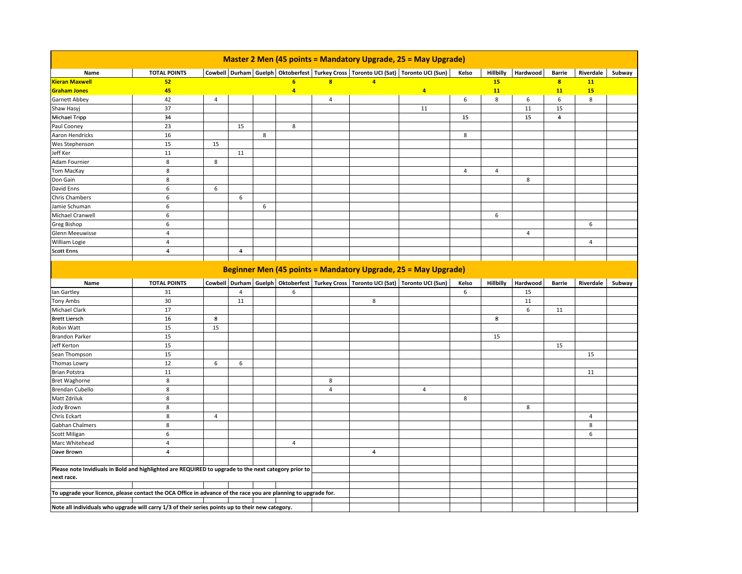## Master 2 Men (45 points = Mandatory Upgrade, 25 = May Upgrade)

| Name | TOTAL POINTS | Cowbell | Durham | Guelph | Oktoberfest | Turkey Cross | Toronto UCI (Sat) | Toronto UCI (Sun) | Kelso | Hillbilly | Hardwood | Barrie | Riverdale | Subway |
|---|---|---|---|---|---|---|---|---|---|---|---|---|---|---|
| **Kieran Maxwell** | **52** | | | | **6** | **8** | **4** | | | **15** | | **8** | **11** | |
| **Graham Jones** | **45** | | | | **4** | | | **4** | | **11** | | **11** | **15** | |
| Garnett Abbey | 42 | 4 | | | | 4 | | | 6 | 8 | 6 | 6 | 8 | |
| Shaw Hasyj | 37 | | | | | | | 11 | | | 11 | 15 | | |
| Michael Tripp | 34 | | | | | | | | 15 | | 15 | 4 | | |
| Paul Cooney | 23 | | 15 | | 8 | | | | | | | | | |
| Aaron Hendricks | 16 | | | 8 | | | | | 8 | | | | | |
| Wes Stephenson | 15 | 15 | | | | | | | | | | | | |
| Jeff Ker | 11 | | 11 | | | | | | | | | | | |
| Adam Fournier | 8 | 8 | | | | | | | | | | | | |
| Tom MacKay | 8 | | | | | | | | 4 | 4 | | | | |
| Don Gain | 8 | | | | | | | | | | 8 | | | |
| David Enns | 6 | 6 | | | | | | | | | | | | |
| Chris Chambers | 6 | | 6 | | | | | | | | | | | |
| Jamie Schuman | 6 | | | 6 | | | | | | | | | | |
| Michael Cranwell | 6 | | | | | | | | | 6 | | | | |
| Greg Bishop | 6 | | | | | | | | | | | | 6 | |
| Glenn Meeuwisse | 4 | | | | | | | | | | 4 | | | |
| William Logie | 4 | | | | | | | | | | | | 4 | |
| Scott Enns | 4 | | 4 | | | | | | | | | | | |

## Beginner Men (45 points = Mandatory Upgrade, 25 = May Upgrade)

| Name | TOTAL POINTS | Cowbell | Durham | Guelph | Oktoberfest | Turkey Cross | Toronto UCI (Sat) | Toronto UCI (Sun) | Kelso | Hillbilly | Hardwood | Barrie | Riverdale | Subway |
|---|---|---|---|---|---|---|---|---|---|---|---|---|---|---|
| Ian Gartley | 31 | | 4 | | 6 | | | | 6 | | 15 | | | |
| Tony Ambs | 30 | | 11 | | | | 8 | | | | 11 | | | |
| Michael Clark | 17 | | | | | | | | | | 6 | 11 | | |
| Brett Liersch | 16 | 8 | | | | | | | | 8 | | | | |
| Robin Watt | 15 | 15 | | | | | | | | | | | | |
| Brandon Parker | 15 | | | | | | | | | 15 | | | | |
| Jeff Kerton | 15 | | | | | | | | | | | 15 | | |
| Sean Thompson | 15 | | | | | | | | | | | | 15 | |
| Thomas Lowry | 12 | 6 | 6 | | | | | | | | | | | |
| Brian Potstra | 11 | | | | | | | | | | | | 11 | |
| Bret Waghorne | 8 | | | | | 8 | | | | | | | | |
| Brendan Cubello | 8 | | | | | 4 | | 4 | | | | | | |
| Matt Zdriluk | 8 | | | | | | | | 8 | | | | | |
| Jody Brown | 8 | | | | | | | | | | 8 | | | |
| Chris Eckart | 8 | 4 | | | | | | | | | | | 4 | |
| Gabhan Chalmers | 8 | | | | | | | | | | | | 8 | |
| Scott Miligan | 6 | | | | | | | | | | | | 6 | |
| Marc Whitehead | 4 | | | | 4 | | | | | | | | | |
| Dave Brown | 4 | | | | | | 4 | | | | | | | |

**Please note Invidiuals in Bold and highlighted are REQUIRED to upgrade to the next category prior to next race.**

**To upgrade your licence, please contact the OCA Office in advance of the race you are planning to upgrade for.**

**Note all individuals who upgrade will carry 1/3 of their series points up to their new category.**